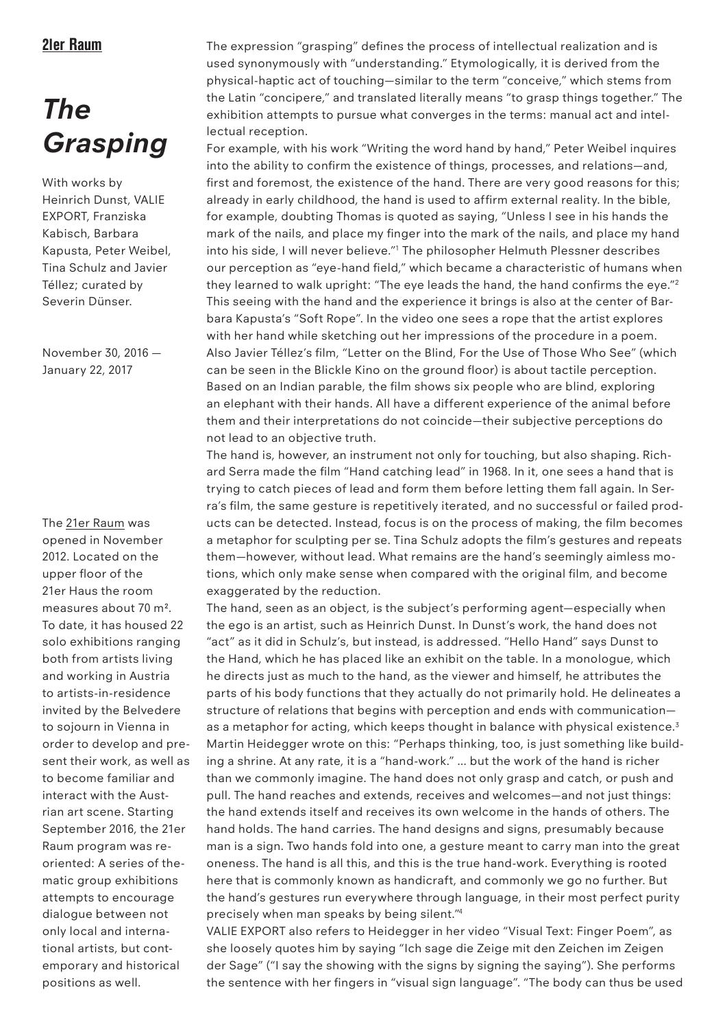**21er Raum**

# *The Grasping*

With works by Heinrich Dunst, VALIE EXPORT, Franziska Kabisch, Barbara Kapusta, Peter Weibel, Tina Schulz and Javier Téllez; curated by Severin Dünser.

November 30, 2016 — January 22, 2017

The 21er Raum was opened in November 2012. Located on the upper floor of the 21er Haus the room measures about 70 m². To date, it has housed 22 solo exhibitions ranging both from artists living and working in Austria to artists-in-residence invited by the Belvedere to sojourn in Vienna in order to develop and present their work, as well as to become familiar and interact with the Austrian art scene. Starting September 2016, the 21er Raum program was reoriented: A series of thematic group exhibitions attempts to encourage dialogue between not only local and international artists, but contemporary and historical positions as well.

The expression "grasping" defines the process of intellectual realization and is used synonymously with "understanding." Etymologically, it is derived from the physical-haptic act of touching—similar to the term "conceive," which stems from the Latin "concipere," and translated literally means "to grasp things together." The exhibition attempts to pursue what converges in the terms: manual act and intellectual reception.

For example, with his work "Writing the word hand by hand," Peter Weibel inquires into the ability to confirm the existence of things, processes, and relations—and, first and foremost, the existence of the hand. There are very good reasons for this; already in early childhood, the hand is used to affirm external reality. In the bible, for example, doubting Thomas is quoted as saying, "Unless I see in his hands the mark of the nails, and place my finger into the mark of the nails, and place my hand into his side, I will never believe."[1] The philosopher Helmuth Plessner describes our perception as "eye-hand field," which became a characteristic of humans when they learned to walk upright: "The eye leads the hand, the hand confirms the eye."[2] This seeing with the hand and the experience it brings is also at the center of Barbara Kapusta's "Soft Rope". In the video one sees a rope that the artist explores with her hand while sketching out her impressions of the procedure in a poem. Also Javier Téllez's film, "Letter on the Blind, For the Use of Those Who See" (which can be seen in the Blickle Kino on the ground floor) is about tactile perception. Based on an Indian parable, the film shows six people who are blind, exploring an elephant with their hands. All have a different experience of the animal before them and their interpretations do not coincide—their subjective perceptions do not lead to an objective truth.

The hand is, however, an instrument not only for touching, but also shaping. Richard Serra made the film "Hand catching lead" in 1968. In it, one sees a hand that is trying to catch pieces of lead and form them before letting them fall again. In Serra's film, the same gesture is repetitively iterated, and no successful or failed products can be detected. Instead, focus is on the process of making, the film becomes a metaphor for sculpting per se. Tina Schulz adopts the film's gestures and repeats them—however, without lead. What remains are the hand's seemingly aimless motions, which only make sense when compared with the original film, and become exaggerated by the reduction.

The hand, seen as an object, is the subject's performing agent—especially when the ego is an artist, such as Heinrich Dunst. In Dunst's work, the hand does not "act" as it did in Schulz's, but instead, is addressed. "Hello Hand" says Dunst to the Hand, which he has placed like an exhibit on the table. In a monologue, which he directs just as much to the hand, as the viewer and himself, he attributes the parts of his body functions that they actually do not primarily hold. He delineates a structure of relations that begins with perception and ends with communication—as a metaphor for acting, which keeps thought in balance with physical existence.[3] Martin Heidegger wrote on this: "Perhaps thinking, too, is just something like building a shrine. At any rate, it is a "hand-work." ... but the work of the hand is richer than we commonly imagine. The hand does not only grasp and catch, or push and pull. The hand reaches and extends, receives and welcomes—and not just things: the hand extends itself and receives its own welcome in the hands of others. The hand holds. The hand carries. The hand designs and signs, presumably because man is a sign. Two hands fold into one, a gesture meant to carry man into the great oneness. The hand is all this, and this is the true hand-work. Everything is rooted here that is commonly known as handicraft, and commonly we go no further. But the hand's gestures run everywhere through language, in their most perfect purity precisely when man speaks by being silent."[4]

VALIE EXPORT also refers to Heidegger in her video "Visual Text: Finger Poem", as she loosely quotes him by saying "Ich sage die Zeige mit den Zeichen im Zeigen der Sage" ("I say the showing with the signs by signing the saying"). She performs the sentence with her fingers in "visual sign language". "The body can thus be used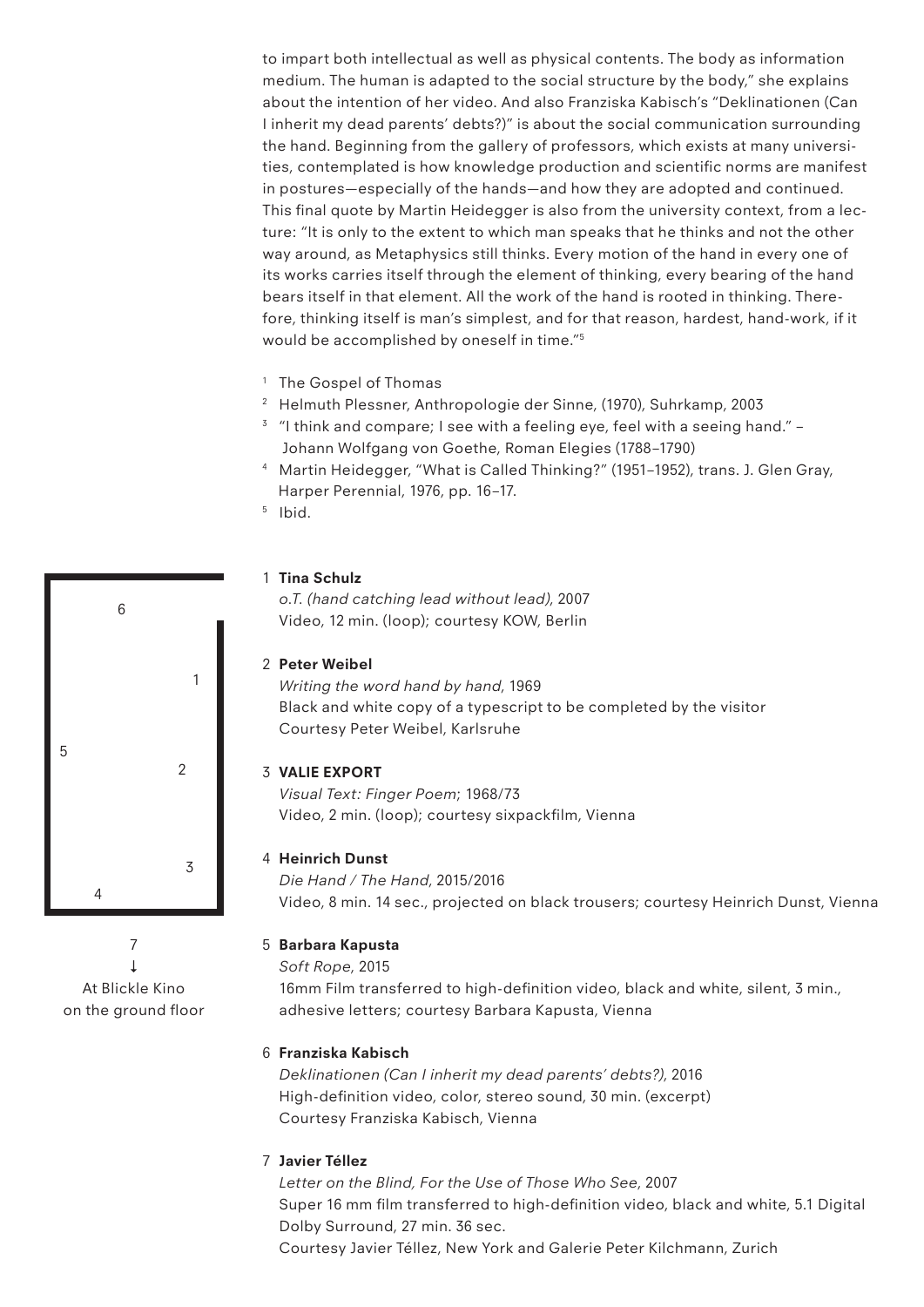to impart both intellectual as well as physical contents. The body as information medium. The human is adapted to the social structure by the body," she explains about the intention of her video. And also Franziska Kabisch's "Deklinationen (Can I inherit my dead parents' debts?)" is about the social communication surrounding the hand. Beginning from the gallery of professors, which exists at many universities, contemplated is how knowledge production and scientific norms are manifest in postures—especially of the hands—and how they are adopted and continued. This final quote by Martin Heidegger is also from the university context, from a lecture: "It is only to the extent to which man speaks that he thinks and not the other way around, as Metaphysics still thinks. Every motion of the hand in every one of its works carries itself through the element of thinking, every bearing of the hand bears itself in that element. All the work of the hand is rooted in thinking. Therefore, thinking itself is man's simplest, and for that reason, hardest, hand-work, if it would be accomplished by oneself in time."[5]

[1] The Gospel of Thomas

[2] Helmuth Plessner, Anthropologie der Sinne, (1970), Suhrkamp, 2003

[3] "I think and compare; I see with a feeling eye, feel with a seeing hand." – Johann Wolfgang von Goethe, Roman Elegies (1788–1790)

[4] Martin Heidegger, "What is Called Thinking?" (1951–1952), trans. J. Glen Gray, Harper Perennial, 1976, pp. 16–17.

[5] Ibid.

6

1

5

2

3

4

7
↓
At Blickle Kino
on the ground floor

1 **Tina Schulz**
*o.T. (hand catching lead without lead)*, 2007
Video, 12 min. (loop); courtesy KOW, Berlin

2 **Peter Weibel**
*Writing the word hand by hand*, 1969
Black and white copy of a typescript to be completed by the visitor
Courtesy Peter Weibel, Karlsruhe

3 **VALIE EXPORT**
*Visual Text: Finger Poem*; 1968/73
Video, 2 min. (loop); courtesy sixpackfilm, Vienna

4 **Heinrich Dunst**
*Die Hand / The Hand*, 2015/2016
Video, 8 min. 14 sec., projected on black trousers; courtesy Heinrich Dunst, Vienna

5 **Barbara Kapusta**
*Soft Rope*, 2015
16mm Film transferred to high-definition video, black and white, silent, 3 min., adhesive letters; courtesy Barbara Kapusta, Vienna

6 **Franziska Kabisch**
*Deklinationen (Can I inherit my dead parents' debts?)*, 2016
High-definition video, color, stereo sound, 30 min. (excerpt)
Courtesy Franziska Kabisch, Vienna

7 **Javier Téllez**
*Letter on the Blind, For the Use of Those Who See*, 2007
Super 16 mm film transferred to high-definition video, black and white, 5.1 Digital Dolby Surround, 27 min. 36 sec.
Courtesy Javier Téllez, New York and Galerie Peter Kilchmann, Zurich